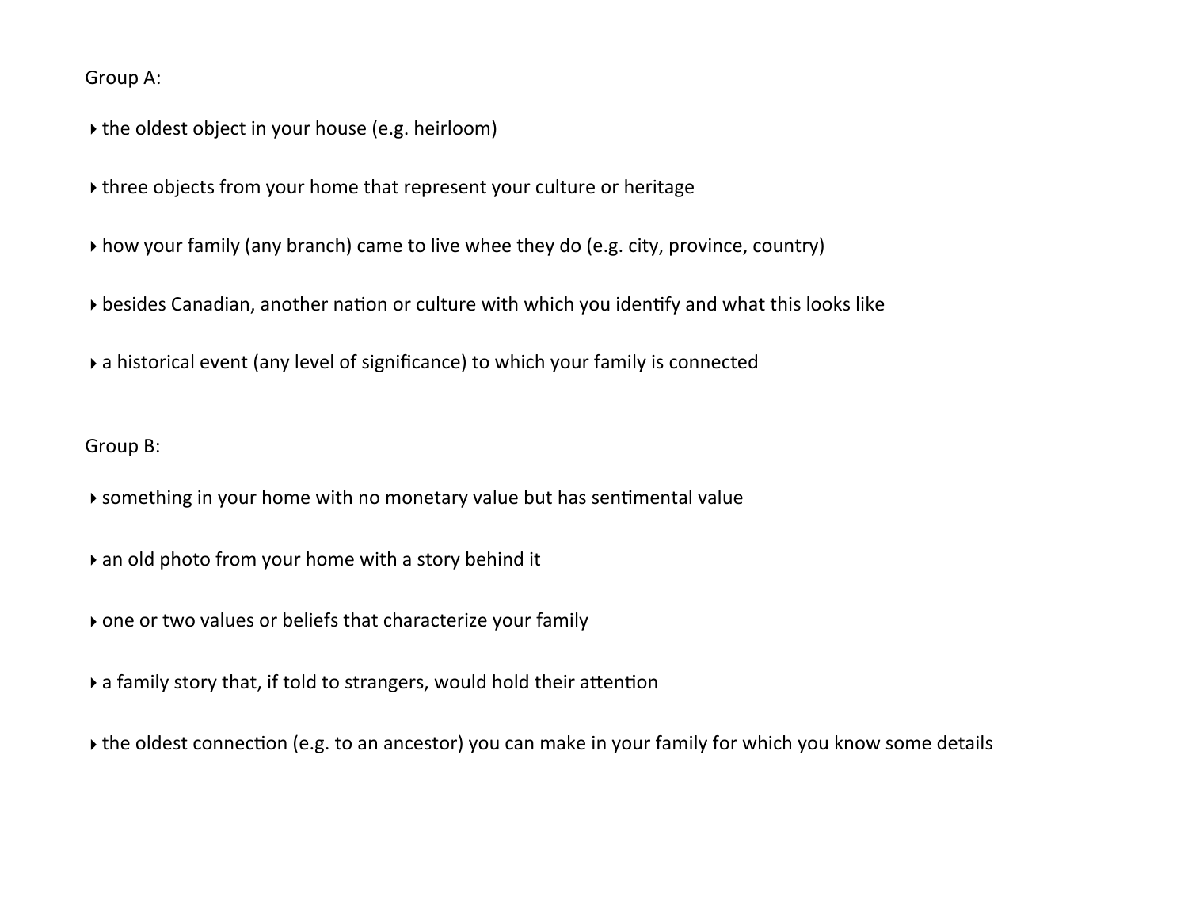Group A:

- the oldest object in your house (e.g. heirloom)
- three objects from your home that represent your culture or heritage
- how your family (any branch) came to live whee they do (e.g. city, province, country)
- besides Canadian, another nation or culture with which you identify and what this looks like
- a historical event (any level of significance) to which your family is connected

Group B:

- something in your home with no monetary value but has sentimental value
- an old photo from your home with a story behind it
- one or two values or beliefs that characterize your family
- a family story that, if told to strangers, would hold their attention
- the oldest connection (e.g. to an ancestor) you can make in your family for which you know some details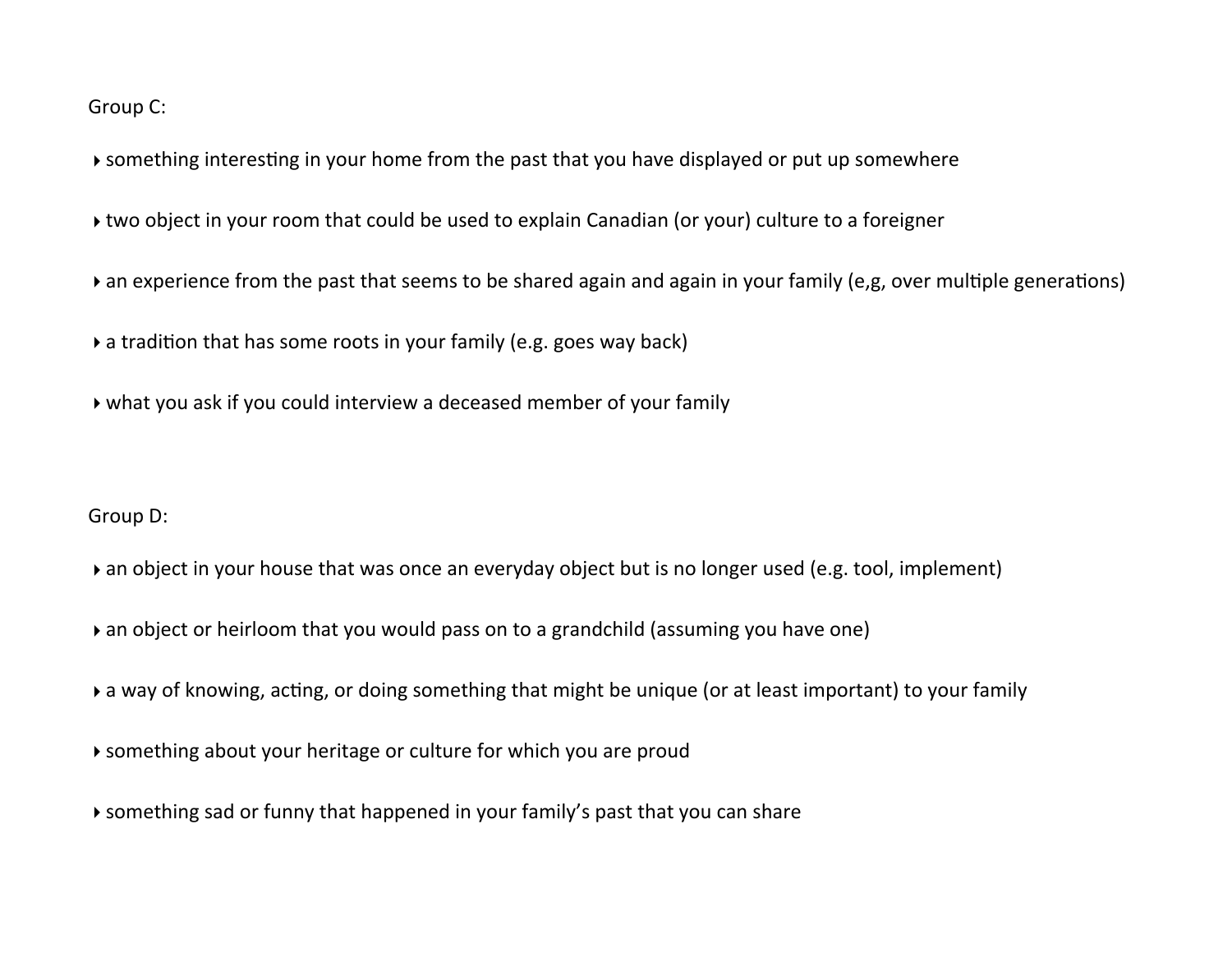Group C:

- something interesting in your home from the past that you have displayed or put up somewhere
- two object in your room that could be used to explain Canadian (or your) culture to a foreigner
- an experience from the past that seems to be shared again and again in your family (e,g, over multiple generations)
- a tradition that has some roots in your family (e.g. goes way back)
- what you ask if you could interview a deceased member of your family

Group D:

- an object in your house that was once an everyday object but is no longer used (e.g. tool, implement)
- an object or heirloom that you would pass on to a grandchild (assuming you have one)
- a way of knowing, acting, or doing something that might be unique (or at least important) to your family
- something about your heritage or culture for which you are proud
- something sad or funny that happened in your family's past that you can share